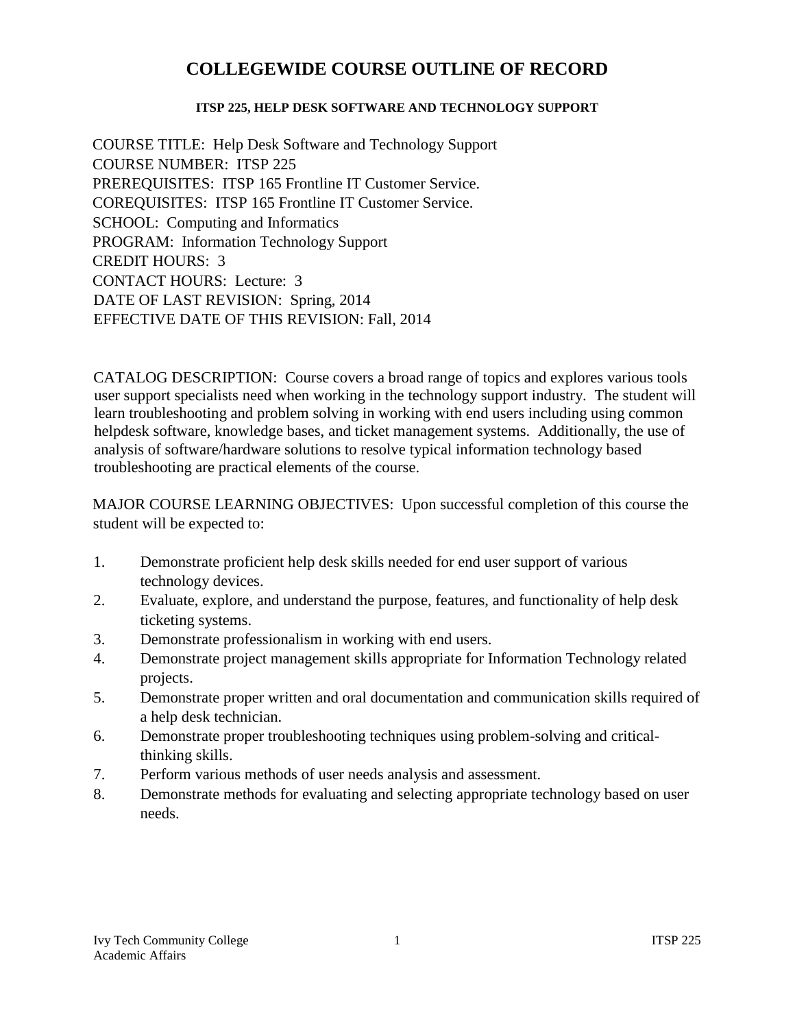# COLLEGEWIDE COURSE OUTLINE OF RECORD

**ITSP 225, HELP DESK SOFTWARE AND TECHNOLOGY SUPPORT**

COURSE TITLE: Help Desk Software and Technology Support
COURSE NUMBER: ITSP 225
PREREQUISITES: ITSP 165 Frontline IT Customer Service.
COREQUISITES: ITSP 165 Frontline IT Customer Service.
SCHOOL: Computing and Informatics
PROGRAM: Information Technology Support
CREDIT HOURS: 3
CONTACT HOURS: Lecture: 3
DATE OF LAST REVISION: Spring, 2014
EFFECTIVE DATE OF THIS REVISION: Fall, 2014

CATALOG DESCRIPTION: Course covers a broad range of topics and explores various tools user support specialists need when working in the technology support industry. The student will learn troubleshooting and problem solving in working with end users including using common helpdesk software, knowledge bases, and ticket management systems. Additionally, the use of analysis of software/hardware solutions to resolve typical information technology based troubleshooting are practical elements of the course.

MAJOR COURSE LEARNING OBJECTIVES: Upon successful completion of this course the student will be expected to:

1. Demonstrate proficient help desk skills needed for end user support of various technology devices.
2. Evaluate, explore, and understand the purpose, features, and functionality of help desk ticketing systems.
3. Demonstrate professionalism in working with end users.
4. Demonstrate project management skills appropriate for Information Technology related projects.
5. Demonstrate proper written and oral documentation and communication skills required of a help desk technician.
6. Demonstrate proper troubleshooting techniques using problem-solving and critical-thinking skills.
7. Perform various methods of user needs analysis and assessment.
8. Demonstrate methods for evaluating and selecting appropriate technology based on user needs.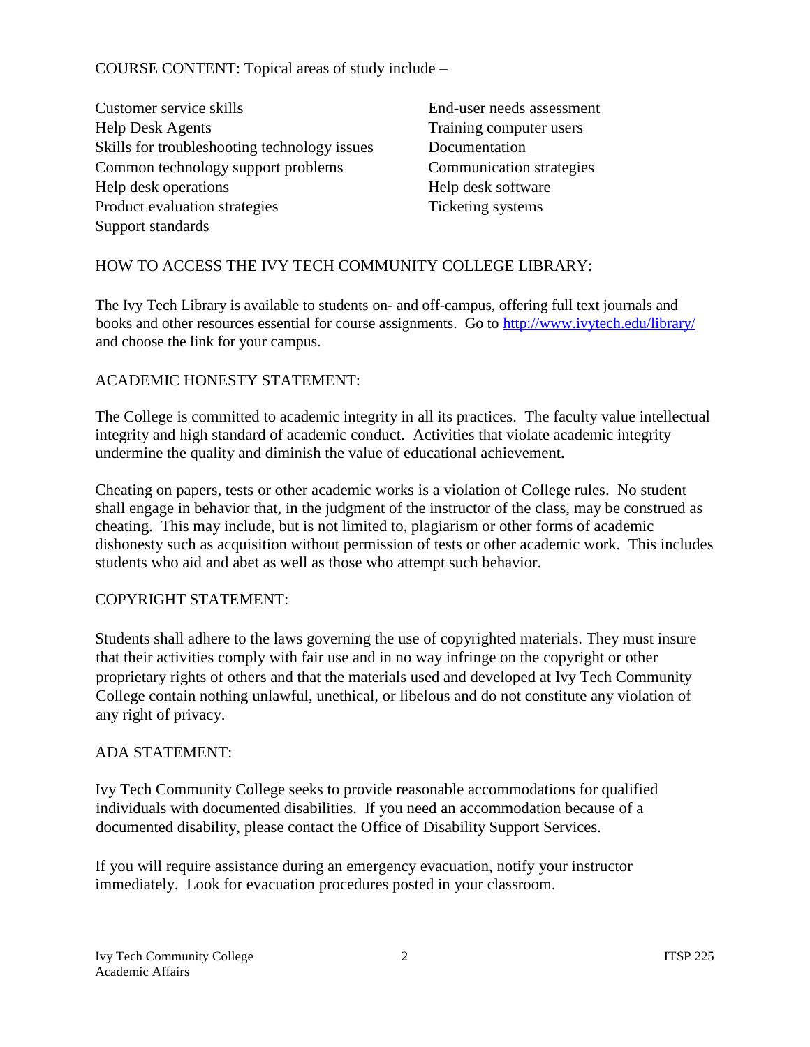COURSE CONTENT: Topical areas of study include –

- Customer service skills
- Help Desk Agents
- Skills for troubleshooting technology issues
- Common technology support problems
- Help desk operations
- Product evaluation strategies
- Support standards
- End-user needs assessment
- Training computer users
- Documentation
- Communication strategies
- Help desk software
- Ticketing systems

HOW TO ACCESS THE IVY TECH COMMUNITY COLLEGE LIBRARY:

The Ivy Tech Library is available to students on- and off-campus, offering full text journals and books and other resources essential for course assignments. Go to http://www.ivytech.edu/library/ and choose the link for your campus.

ACADEMIC HONESTY STATEMENT:

The College is committed to academic integrity in all its practices. The faculty value intellectual integrity and high standard of academic conduct. Activities that violate academic integrity undermine the quality and diminish the value of educational achievement.

Cheating on papers, tests or other academic works is a violation of College rules. No student shall engage in behavior that, in the judgment of the instructor of the class, may be construed as cheating. This may include, but is not limited to, plagiarism or other forms of academic dishonesty such as acquisition without permission of tests or other academic work. This includes students who aid and abet as well as those who attempt such behavior.

COPYRIGHT STATEMENT:

Students shall adhere to the laws governing the use of copyrighted materials. They must insure that their activities comply with fair use and in no way infringe on the copyright or other proprietary rights of others and that the materials used and developed at Ivy Tech Community College contain nothing unlawful, unethical, or libelous and do not constitute any violation of any right of privacy.

ADA STATEMENT:

Ivy Tech Community College seeks to provide reasonable accommodations for qualified individuals with documented disabilities. If you need an accommodation because of a documented disability, please contact the Office of Disability Support Services.

If you will require assistance during an emergency evacuation, notify your instructor immediately. Look for evacuation procedures posted in your classroom.